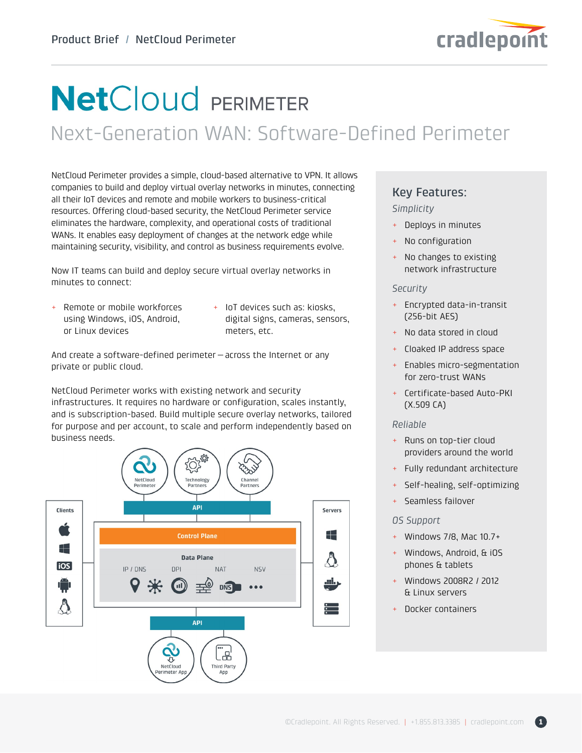# NetCloud PERIMETER

## Next-Generation WAN: Software-Defined Perimeter

NetCloud Perimeter provides a simple, cloud-based alternative to VPN. It allows companies to build and deploy virtual overlay networks in minutes, connecting all their IoT devices and remote and mobile workers to business-critical resources. Offering cloud-based security, the NetCloud Perimeter service eliminates the hardware, complexity, and operational costs of traditional WANs. It enables easy deployment of changes at the network edge while maintaining security, visibility, and control as business requirements evolve.

Now IT teams can build and deploy secure virtual overlay networks in minutes to connect:

- Remote or mobile workforces using Windows, iOS, Android, or Linux devices
- IoT devices such as: kiosks, digital signs, cameras, sensors, meters, etc.

And create a software-defined perimeter — across the Internet or any private or public cloud.

NetCloud Perimeter works with existing network and security infrastructures. It requires no hardware or configuration, scales instantly, and is subscription-based. Build multiple secure overlay networks, tailored for purpose and per account, to scale and perform independently based on business needs.

NetCloud Perimeter | Technology Partners | Channel Partners

API

Clients | Control Plane | Servers

Data Plane: IP / DNS | DPI | NAT | NSV

API

NetCloud Perimeter App | Third Party App

## Key Features:

*Simplicity*

- Deploys in minutes
- No configuration
- No changes to existing network infrastructure

*Security*

- Encrypted data-in-transit (256-bit AES)
- No data stored in cloud
- Cloaked IP address space
- Enables micro-segmentation for zero-trust WANs
- Certificate-based Auto-PKI (X.509 CA)

*Reliable*

- Runs on top-tier cloud providers around the world
- Fully redundant architecture
- Self-healing, self-optimizing
- Seamless failover

*OS Support*

- Windows 7/8, Mac 10.7+
- Windows, Android, & iOS phones & tablets
- Windows 2008R2 / 2012 & Linux servers
- Docker containers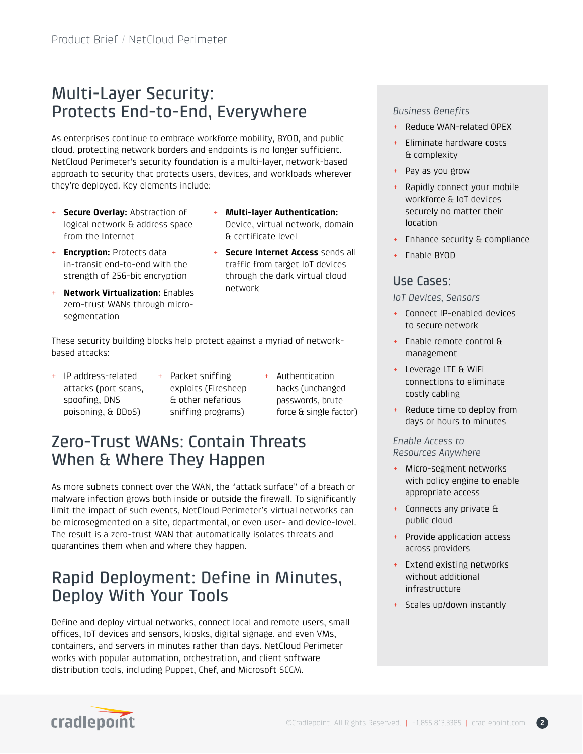## Multi-Layer Security: Protects End-to-End, Everywhere

As enterprises continue to embrace workforce mobility, BYOD, and public cloud, protecting network borders and endpoints is no longer sufficient. NetCloud Perimeter's security foundation is a multi-layer, network-based approach to security that protects users, devices, and workloads wherever they're deployed. Key elements include:

- **Secure Overlay:** Abstraction of logical network & address space from the Internet
- **Encryption:** Protects data in-transit end-to-end with the strength of 256-bit encryption
- **Network Virtualization:** Enables zero-trust WANs through micro-segmentation
- **Multi-layer Authentication:** Device, virtual network, domain & certificate level
- **Secure Internet Access** sends all traffic from target IoT devices through the dark virtual cloud network

These security building blocks help protect against a myriad of network-based attacks:

- IP address-related attacks (port scans, spoofing, DNS poisoning, & DDoS)
- Packet sniffing exploits (Firesheep & other nefarious sniffing programs)
- Authentication hacks (unchanged passwords, brute force & single factor)

## Zero-Trust WANs: Contain Threats When & Where They Happen

As more subnets connect over the WAN, the "attack surface" of a breach or malware infection grows both inside or outside the firewall. To significantly limit the impact of such events, NetCloud Perimeter's virtual networks can be microsegmented on a site, departmental, or even user- and device-level. The result is a zero-trust WAN that automatically isolates threats and quarantines them when and where they happen.

## Rapid Deployment: Define in Minutes, Deploy With Your Tools

Define and deploy virtual networks, connect local and remote users, small offices, IoT devices and sensors, kiosks, digital signage, and even VMs, containers, and servers in minutes rather than days. NetCloud Perimeter works with popular automation, orchestration, and client software distribution tools, including Puppet, Chef, and Microsoft SCCM.

*Business Benefits*

- Reduce WAN-related OPEX
- Eliminate hardware costs & complexity
- Pay as you grow
- Rapidly connect your mobile workforce & IoT devices securely no matter their location
- Enhance security & compliance
- Enable BYOD

### Use Cases:

*IoT Devices, Sensors*

- Connect IP-enabled devices to secure network
- Enable remote control & management
- Leverage LTE & WiFi connections to eliminate costly cabling
- Reduce time to deploy from days or hours to minutes

*Enable Access to Resources Anywhere*

- Micro-segment networks with policy engine to enable appropriate access
- Connects any private & public cloud
- Provide application access across providers
- Extend existing networks without additional infrastructure
- Scales up/down instantly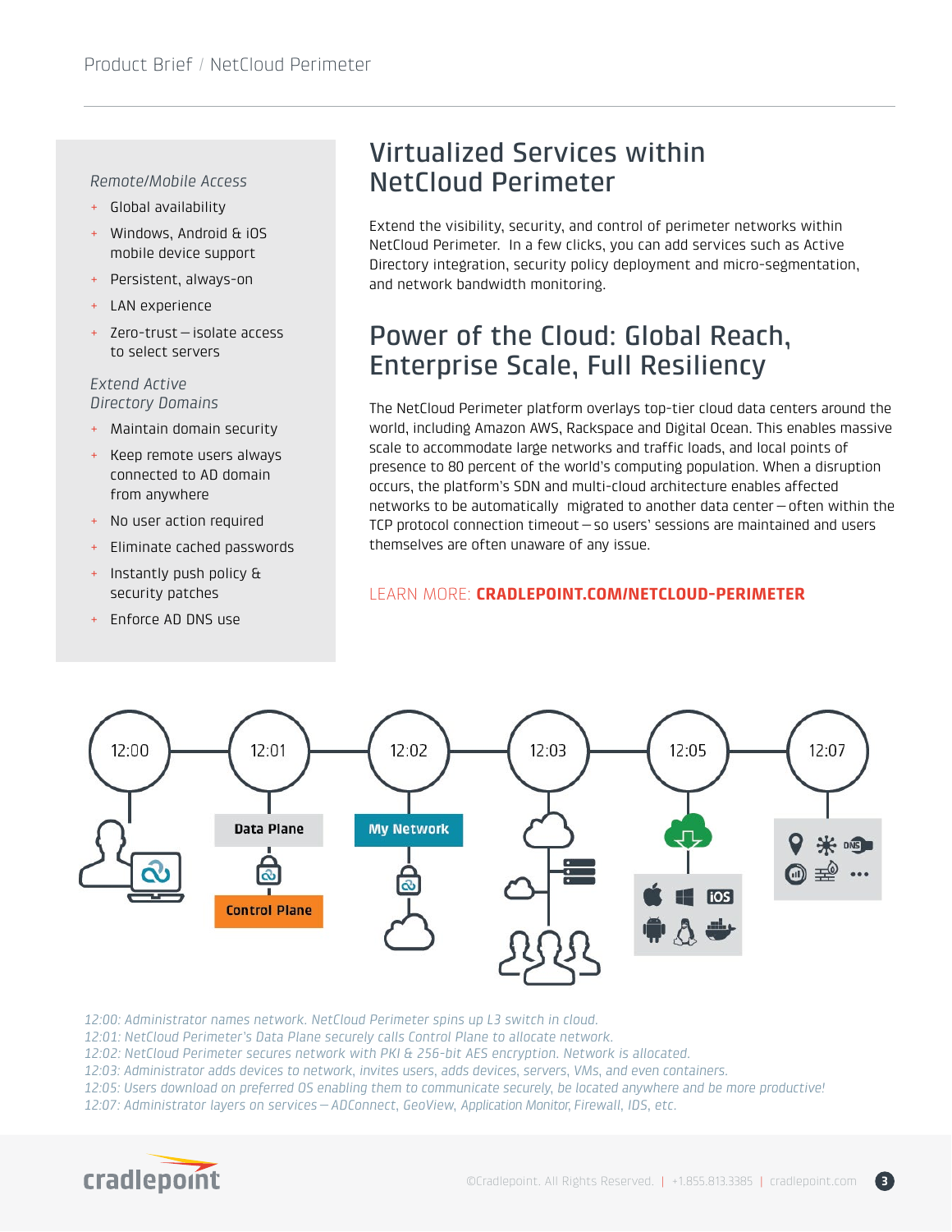*Remote/Mobile Access*

- Global availability
- Windows, Android & iOS mobile device support
- Persistent, always-on
- LAN experience
- Zero-trust – isolate access to select servers

*Extend Active Directory Domains*

- Maintain domain security
- Keep remote users always connected to AD domain from anywhere
- No user action required
- Eliminate cached passwords
- Instantly push policy & security patches
- Enforce AD DNS use

## Virtualized Services within NetCloud Perimeter

Extend the visibility, security, and control of perimeter networks within NetCloud Perimeter. In a few clicks, you can add services such as Active Directory integration, security policy deployment and micro-segmentation, and network bandwidth monitoring.

## Power of the Cloud: Global Reach, Enterprise Scale, Full Resiliency

The NetCloud Perimeter platform overlays top-tier cloud data centers around the world, including Amazon AWS, Rackspace and Digital Ocean. This enables massive scale to accommodate large networks and traffic loads, and local points of presence to 80 percent of the world's computing population. When a disruption occurs, the platform's SDN and multi-cloud architecture enables affected networks to be automatically migrated to another data center – often within the TCP protocol connection timeout – so users' sessions are maintained and users themselves are often unaware of any issue.

LEARN MORE: **CRADLEPOINT.COM/NETCLOUD-PERIMETER**

12:00
12:01
12:02
12:03
12:05
12:07
Data Plane
Control Plane
My Network
DNS
iOS

*12:00: Administrator names network. NetCloud Perimeter spins up L3 switch in cloud.*
*12:01: NetCloud Perimeter's Data Plane securely calls Control Plane to allocate network.*
*12:02: NetCloud Perimeter secures network with PKI & 256-bit AES encryption. Network is allocated.*
*12:03: Administrator adds devices to network, invites users, adds devices, servers, VMs, and even containers.*
*12:05: Users download on preferred OS enabling them to communicate securely, be located anywhere and be more productive!*
*12:07: Administrator layers on services – ADConnect, GeoView, Application Monitor, Firewall, IDS, etc.*